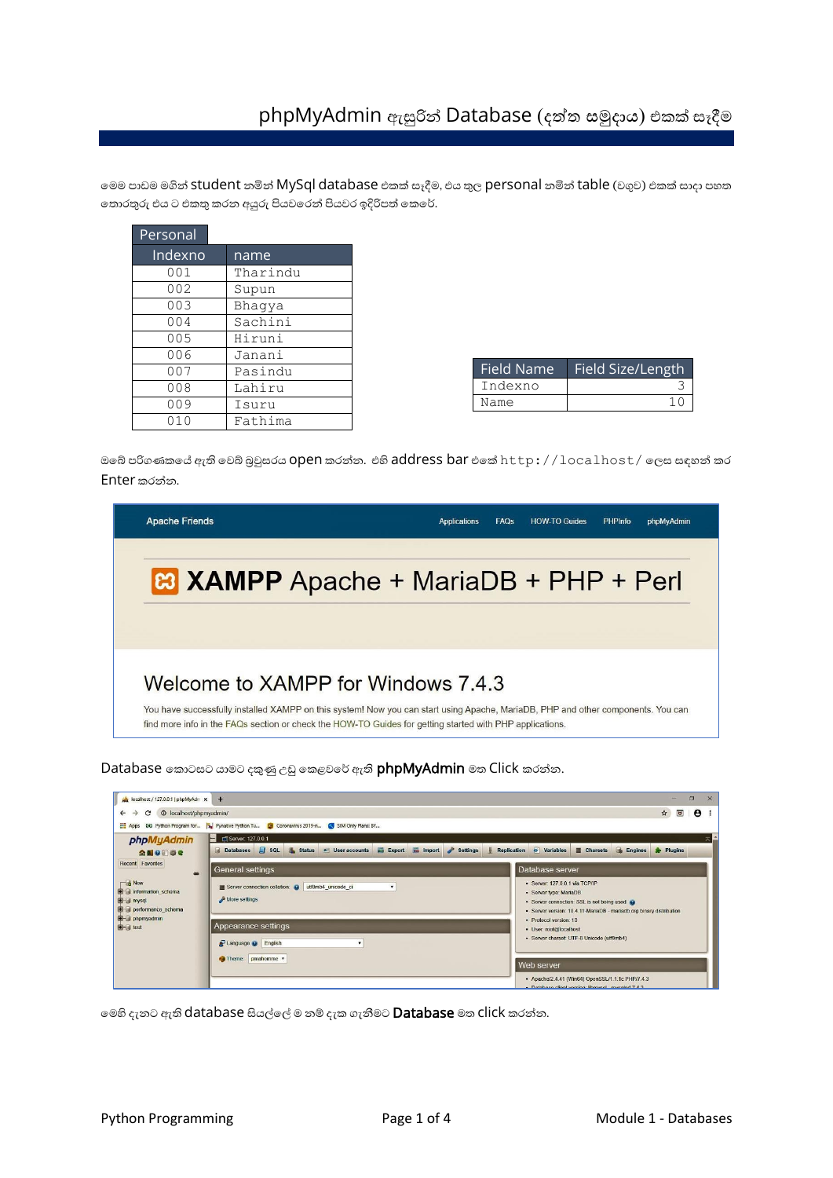# phpMyAdmin ඇසුරින් Database (දත්ත සමුදාය) එකක් සෑදීම

මෙම පාඩම මගින් student නමින් MySql database එකක් සෑදීම, එය තුල personal නමින් table (වගුව) එකක් සාදා පහත තොරතුරු එය ට එකතු කරන අයුරු පියවරෙන් පියවර ඉදිරිපත් කෙරේ.

**Personal**

| Indexno | name |
|---|---|
| 001 | Tharindu |
| 002 | Supun |
| 003 | Bhagya |
| 004 | Sachini |
| 005 | Hiruni |
| 006 | Janani |
| 007 | Pasindu |
| 008 | Lahiru |
| 009 | Isuru |
| 010 | Fathima |

| Field Name | Field Size/Length |
|---|---|
| Indexno | 3 |
| Name | 10 |

ඔබේ පරිගණකයේ ඇති වෙබ් බ්‍රවුසරය open කරන්න. එහි address bar එකේ `http://localhost/` ලෙස සඳහන් කර Enter කරන්න.

Database කොටසට යාමට දකුණු උඩු කෙළවරේ ඇති **phpMyAdmin** මත Click කරන්න.

මෙහි දැනට ඇති database සියල්ලේ ම නම් දැක ගැනීමට **Database** මත click කරන්න.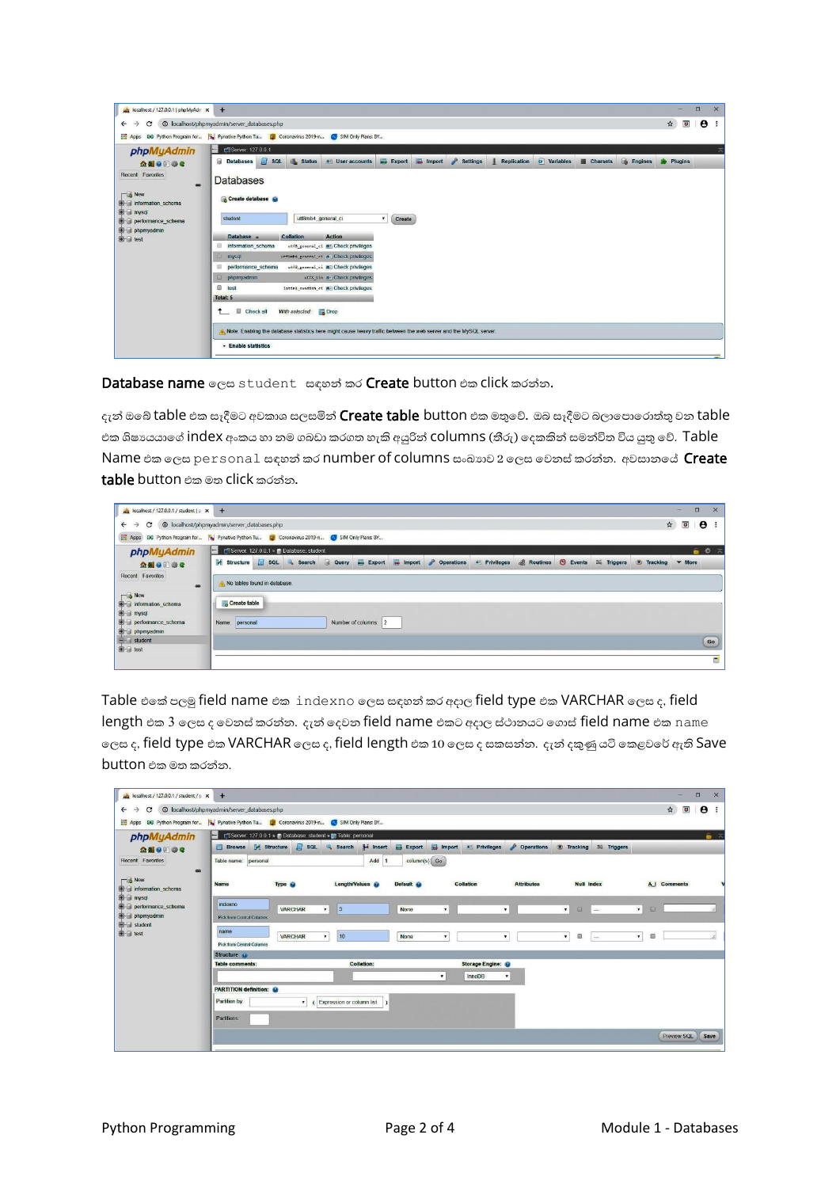**Database name** ලෙස `student` සඳහන් කර **Create** button එක click කරන්න.

දැන් ඔබේ table එක සෑදීමට අවකාශ සලසමින් **Create table** button එක මතුවේ. ඔබ සෑදීමට බලාපොරොත්තු වන table එක ශිෂ්‍යයාගේ index අංකය හා නම ගබඩා කරගත හැකි අයුරින් columns (තීරු) දෙකකින් සමන්විත විය යුතු වේ. Table Name එක ලෙස `personal` සඳහන් කර number of columns සංඛ්‍යාව 2 ලෙස වෙනස් කරන්න. අවසානයේ **Create table** button එක මත click කරන්න.

Table එකේ පළමු field name එක `indexno` ලෙස සඳහන් කර අදාල field type එක VARCHAR ලෙස ද, field length එක 3 ලෙස ද වෙනස් කරන්න. දැන් දෙවන field name එකට අදාල ස්ථානයට ගොස් field name එක `name` ලෙස ද, field type එක VARCHAR ලෙස ද, field length එක 10 ලෙස ද සකසන්න. දැන් දකුණු යටි කෙළවරේ ඇති Save button එක මත කරන්න.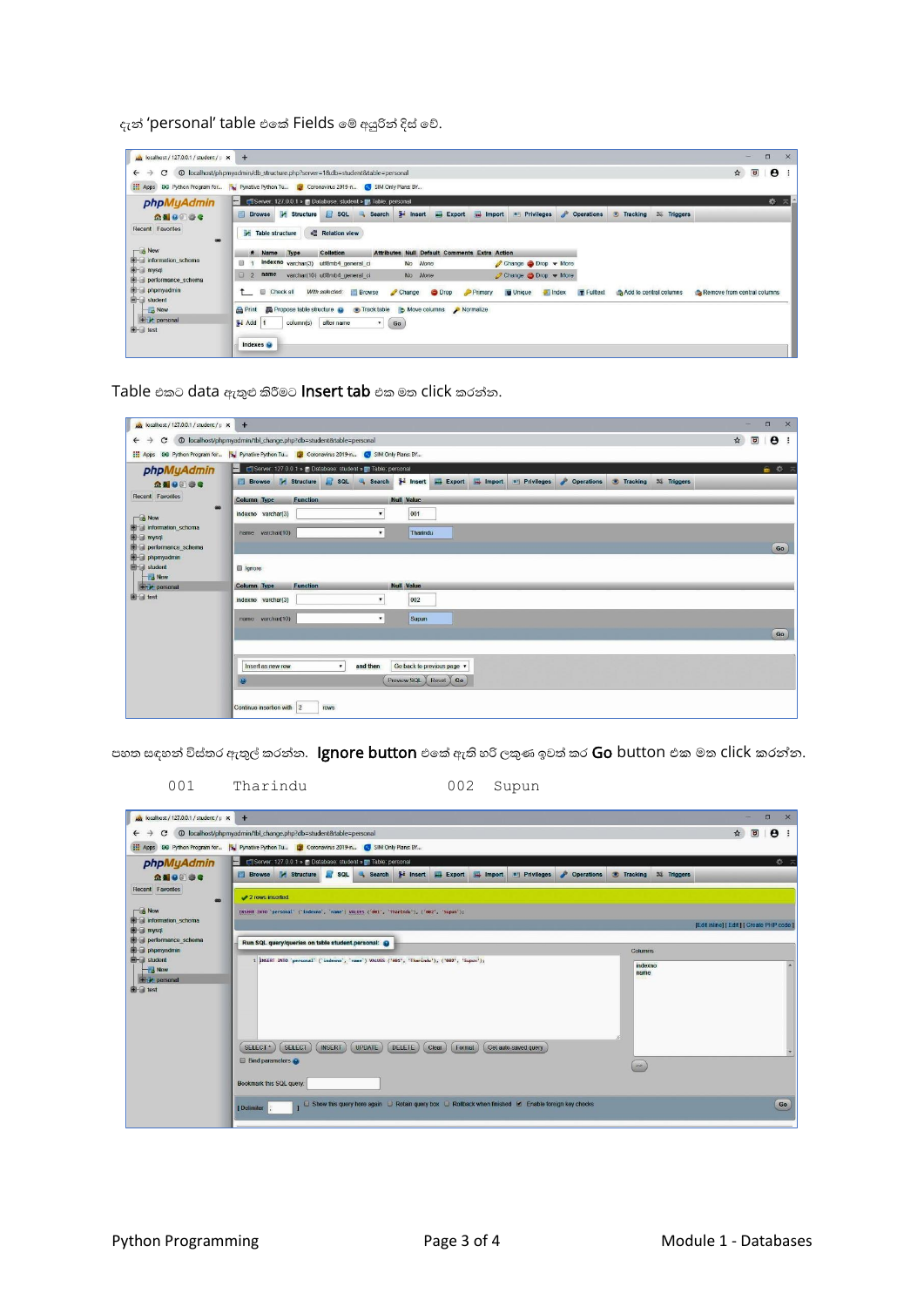දැන් 'personal' table එකේ Fields මේ අයුරින් දිස් වේ.

Table එකට data ඇතුළු කිරීමට **Insert tab** එක මත click කරන්න.

පහත සඳහන් විස්තර ඇතුල් කරන්න. **Ignore button** එකේ ඇති හරි ලකුණ ඉවත් කර **Go** button එක මත click කරන්න.

```
001    Tharindu               002   Supun
```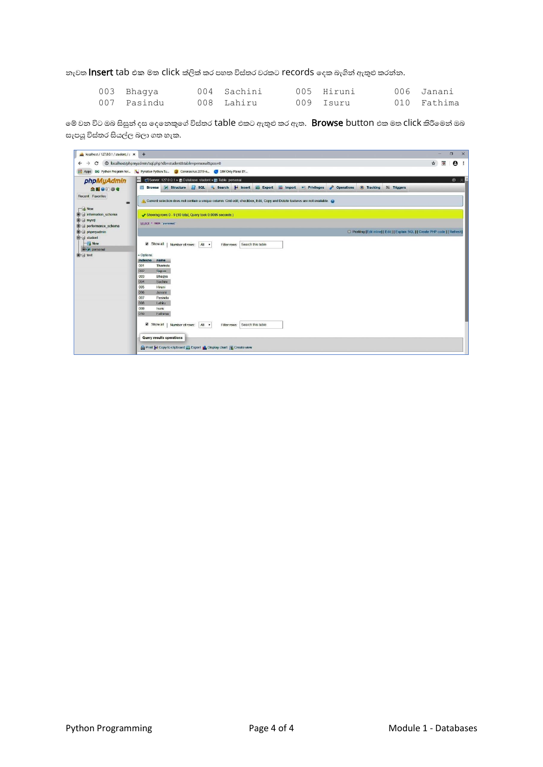නැවත **Insert** tab එක මත click ක්ලික් කර පහත විස්තර වරකට records දෙක බැගින් ඇතුළු කරන්න.

| | | | | | | | |
|---|---|---|---|---|---|---|---|
| 003 | Bhagya | 004 | Sachini | 005 | Hiruni | 006 | Janani |
| 007 | Pasindu | 008 | Lahiru | 009 | Isuru | 010 | Fathima |

මේ වන විට ඔබ සිසුන් දස දෙනෙකුගේ විස්තර table එකට ඇතුළු කර ඇත. **Browse** button එක මත click කිරීමෙන් ඔබ සැපයූ විස්තර සියල්ල බලා ගත හැක.